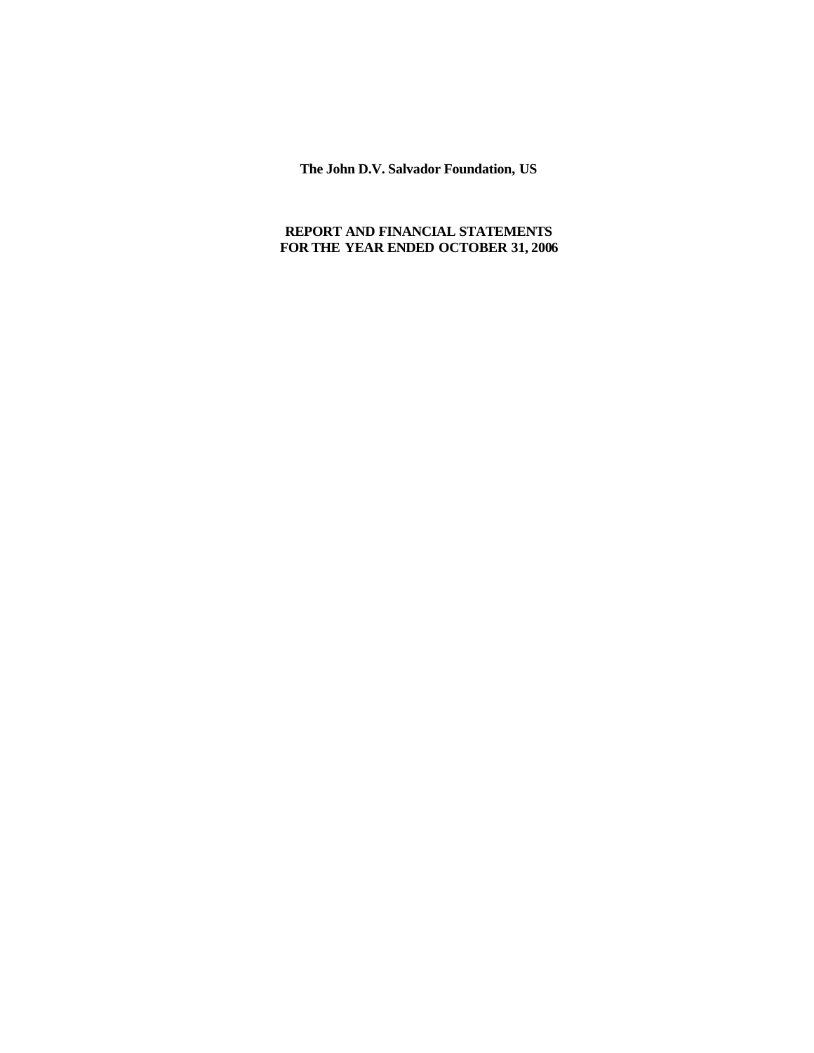**The John D.V. Salvador Foundation, US**

**REPORT AND FINANCIAL STATEMENTS**
**FOR THE YEAR ENDED OCTOBER 31, 2006**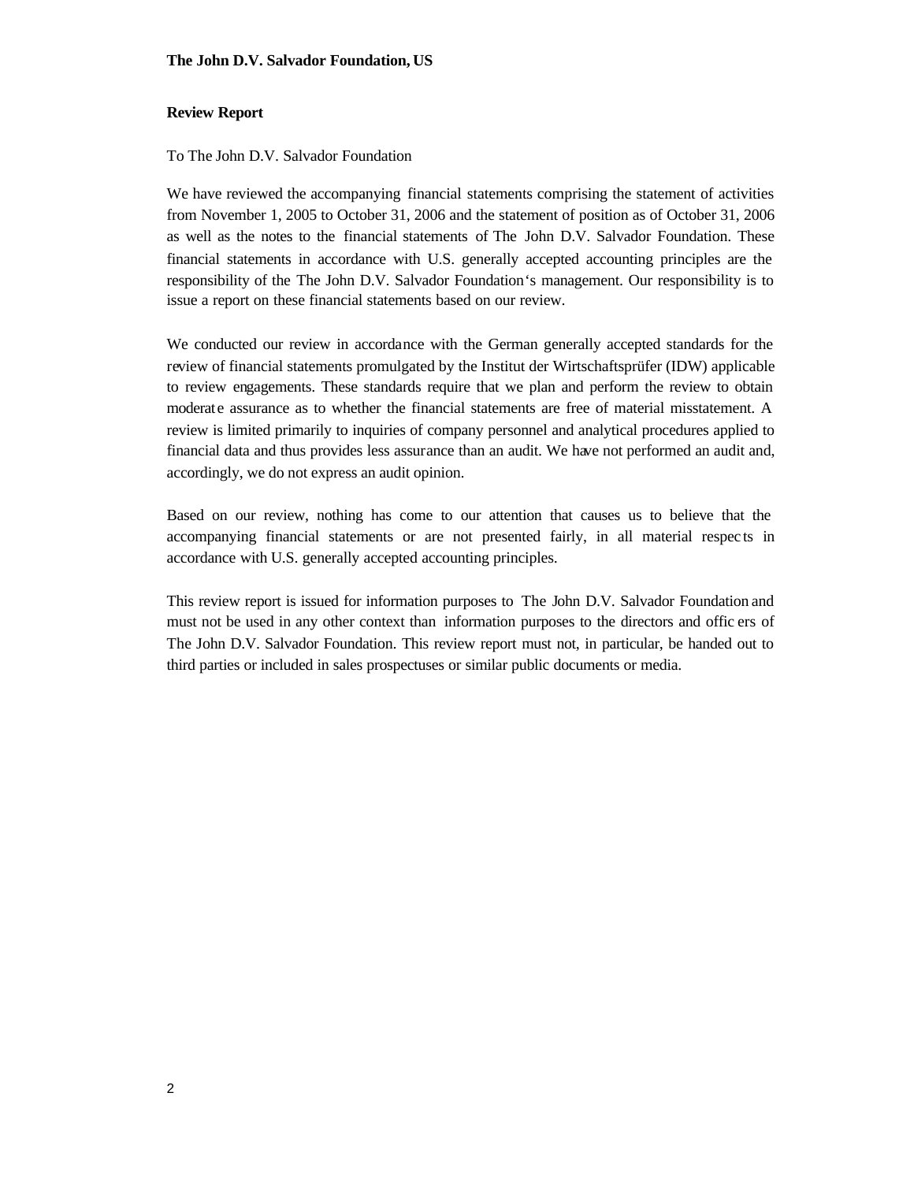**The John D.V. Salvador Foundation, US**

## Review Report

To The John D.V. Salvador Foundation

We have reviewed the accompanying financial statements comprising the statement of activities from November 1, 2005 to October 31, 2006 and the statement of position as of October 31, 2006 as well as the notes to the financial statements of The John D.V. Salvador Foundation. These financial statements in accordance with U.S. generally accepted accounting principles are the responsibility of the The John D.V. Salvador Foundation's management. Our responsibility is to issue a report on these financial statements based on our review.

We conducted our review in accordance with the German generally accepted standards for the review of financial statements promulgated by the Institut der Wirtschaftsprüfer (IDW) applicable to review engagements. These standards require that we plan and perform the review to obtain moderate assurance as to whether the financial statements are free of material misstatement. A review is limited primarily to inquiries of company personnel and analytical procedures applied to financial data and thus provides less assurance than an audit. We have not performed an audit and, accordingly, we do not express an audit opinion.

Based on our review, nothing has come to our attention that causes us to believe that the accompanying financial statements or are not presented fairly, in all material respects in accordance with U.S. generally accepted accounting principles.

This review report is issued for information purposes to The John D.V. Salvador Foundation and must not be used in any other context than information purposes to the directors and officers of The John D.V. Salvador Foundation. This review report must not, in particular, be handed out to third parties or included in sales prospectuses or similar public documents or media.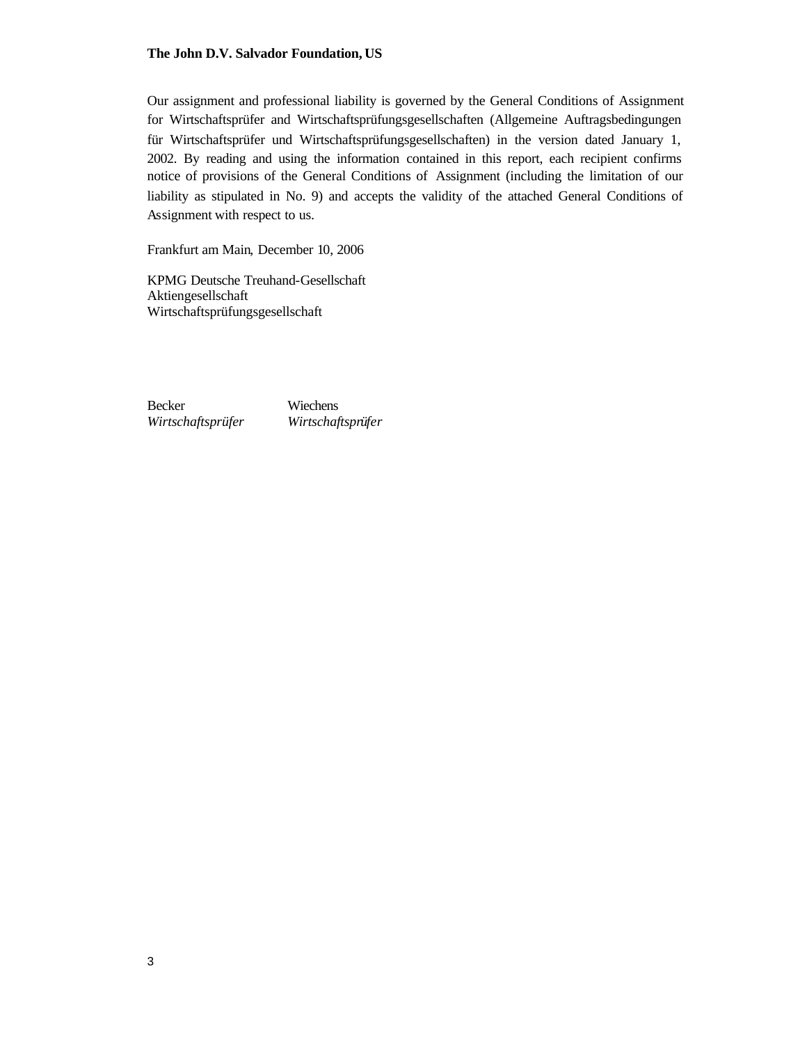Our assignment and professional liability is governed by the General Conditions of Assignment for Wirtschaftsprüfer and Wirtschaftsprüfungsgesellschaften (Allgemeine Auftragsbedingungen für Wirtschaftsprüfer und Wirtschaftsprüfungsgesellschaften) in the version dated January 1, 2002. By reading and using the information contained in this report, each recipient confirms notice of provisions of the General Conditions of Assignment (including the limitation of our liability as stipulated in No. 9) and accepts the validity of the attached General Conditions of Assignment with respect to us.

Frankfurt am Main, December 10, 2006

KPMG Deutsche Treuhand-Gesellschaft
Aktiengesellschaft
Wirtschaftsprüfungsgesellschaft

| Becker | Wiechens |
|---|---|
| *Wirtschaftsprüfer* | *Wirtschaftsprüfer* |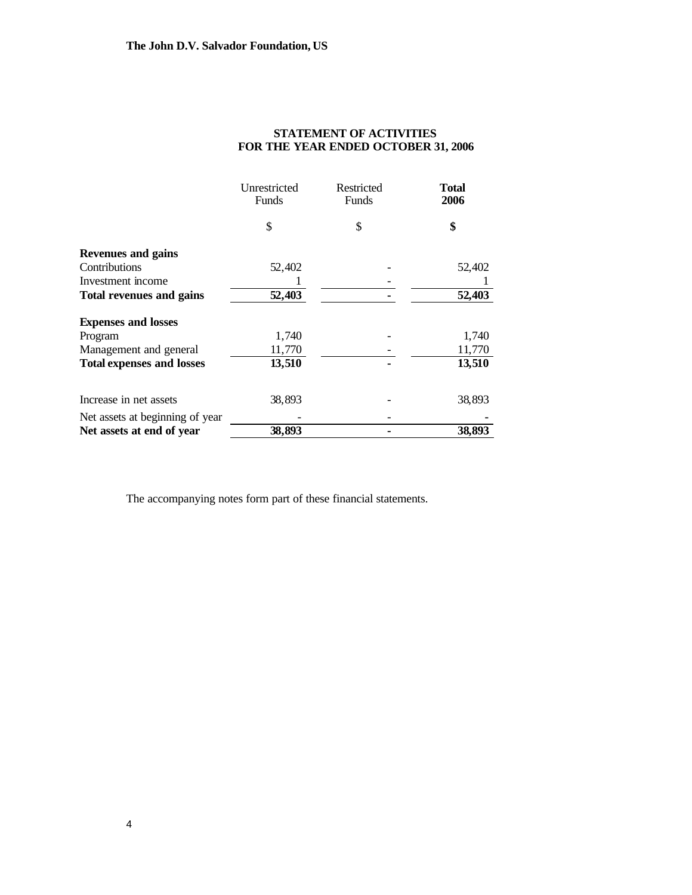**The John D.V. Salvador Foundation, US**

## STATEMENT OF ACTIVITIES
## FOR THE YEAR ENDED OCTOBER 31, 2006

| | Unrestricted Funds | Restricted Funds | **Total 2006** |
|---|---|---|---|
| | $ | $ | **$** |
| **Revenues and gains** | | | |
| Contributions | 52,402 | - | 52,402 |
| Investment income | 1 | - | 1 |
| **Total revenues and gains** | **52,403** | **-** | **52,403** |
| **Expenses and losses** | | | |
| Program | 1,740 | - | 1,740 |
| Management and general | 11,770 | - | 11,770 |
| **Total expenses and losses** | **13,510** | **-** | **13,510** |
| Increase in net assets | 38,893 | - | 38,893 |
| Net assets at beginning of year | - | - | **-** |
| **Net assets at end of year** | **38,893** | **-** | **38,893** |

The accompanying notes form part of these financial statements.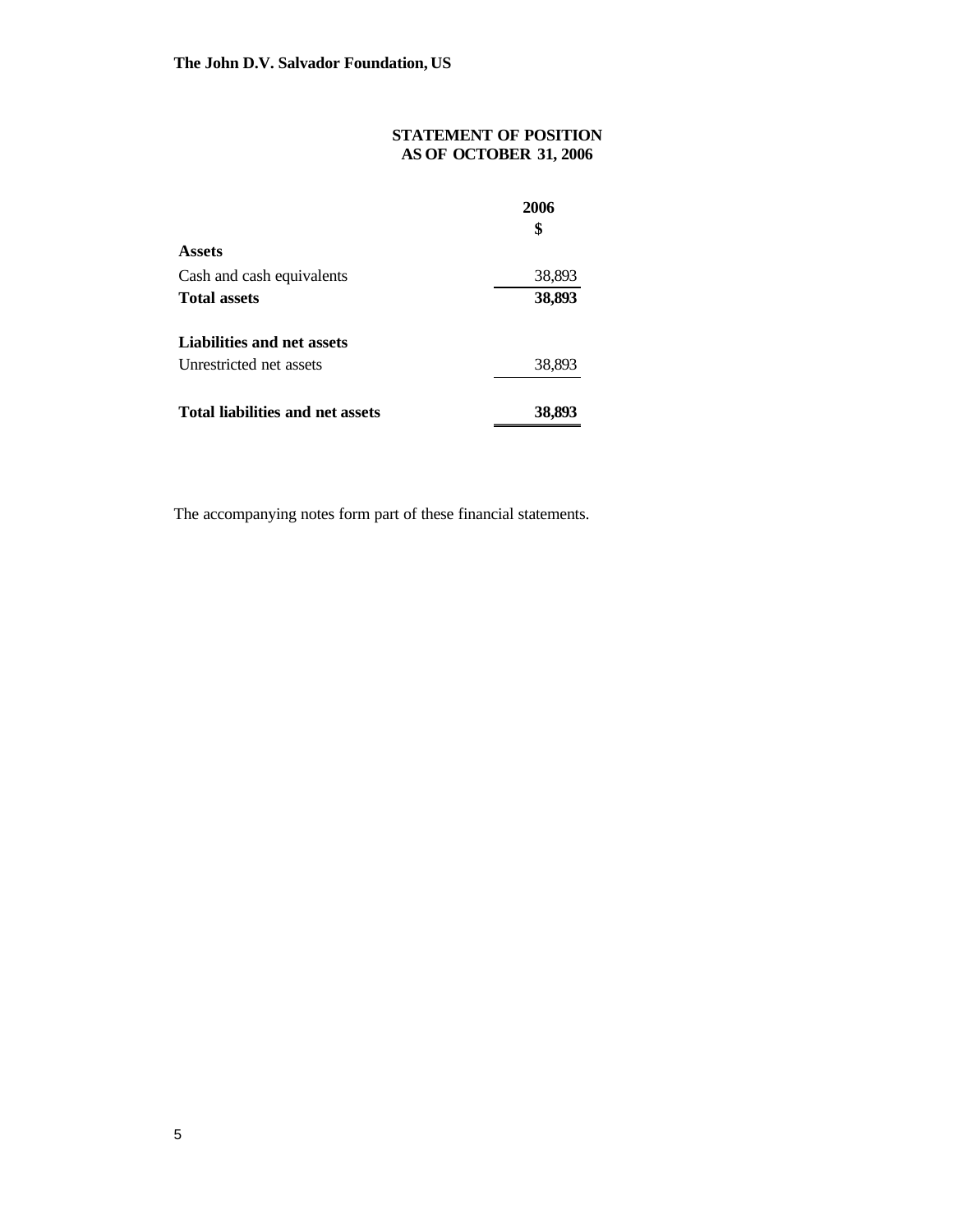**The John D.V. Salvador Foundation, US**

## STATEMENT OF POSITION
## AS OF OCTOBER 31, 2006

| | 2006 |
|---|---|
| | **$** |
| **Assets** | |
| Cash and cash equivalents | 38,893 |
| **Total assets** | **38,893** |
| | |
| **Liabilities and net assets** | |
| Unrestricted net assets | 38,893 |
| | |
| **Total liabilities and net assets** | **38,893** |

The accompanying notes form part of these financial statements.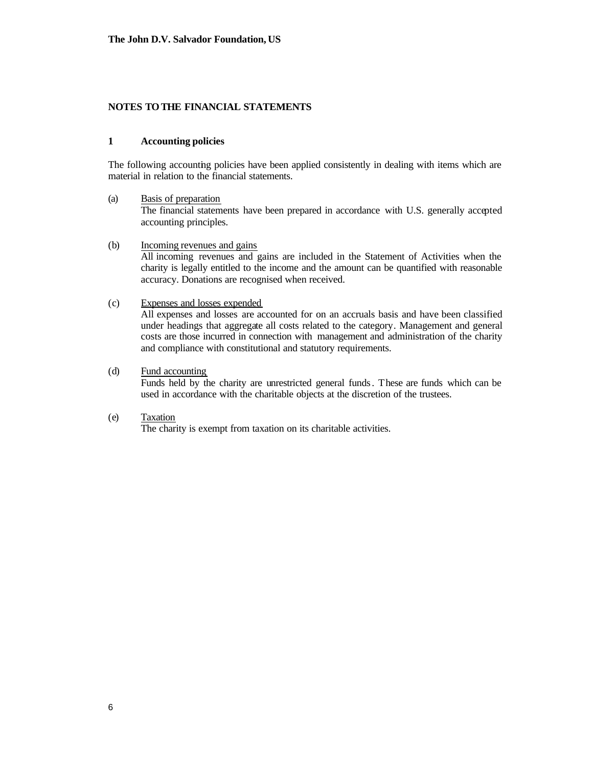## NOTES TO THE FINANCIAL STATEMENTS

### 1 Accounting policies

The following accounting policies have been applied consistently in dealing with items which are material in relation to the financial statements.

(a) Basis of preparation
The financial statements have been prepared in accordance with U.S. generally accepted accounting principles.

(b) Incoming revenues and gains
All incoming revenues and gains are included in the Statement of Activities when the charity is legally entitled to the income and the amount can be quantified with reasonable accuracy. Donations are recognised when received.

(c) Expenses and losses expended
All expenses and losses are accounted for on an accruals basis and have been classified under headings that aggregate all costs related to the category. Management and general costs are those incurred in connection with management and administration of the charity and compliance with constitutional and statutory requirements.

(d) Fund accounting
Funds held by the charity are unrestricted general funds. These are funds which can be used in accordance with the charitable objects at the discretion of the trustees.

(e) Taxation
The charity is exempt from taxation on its charitable activities.